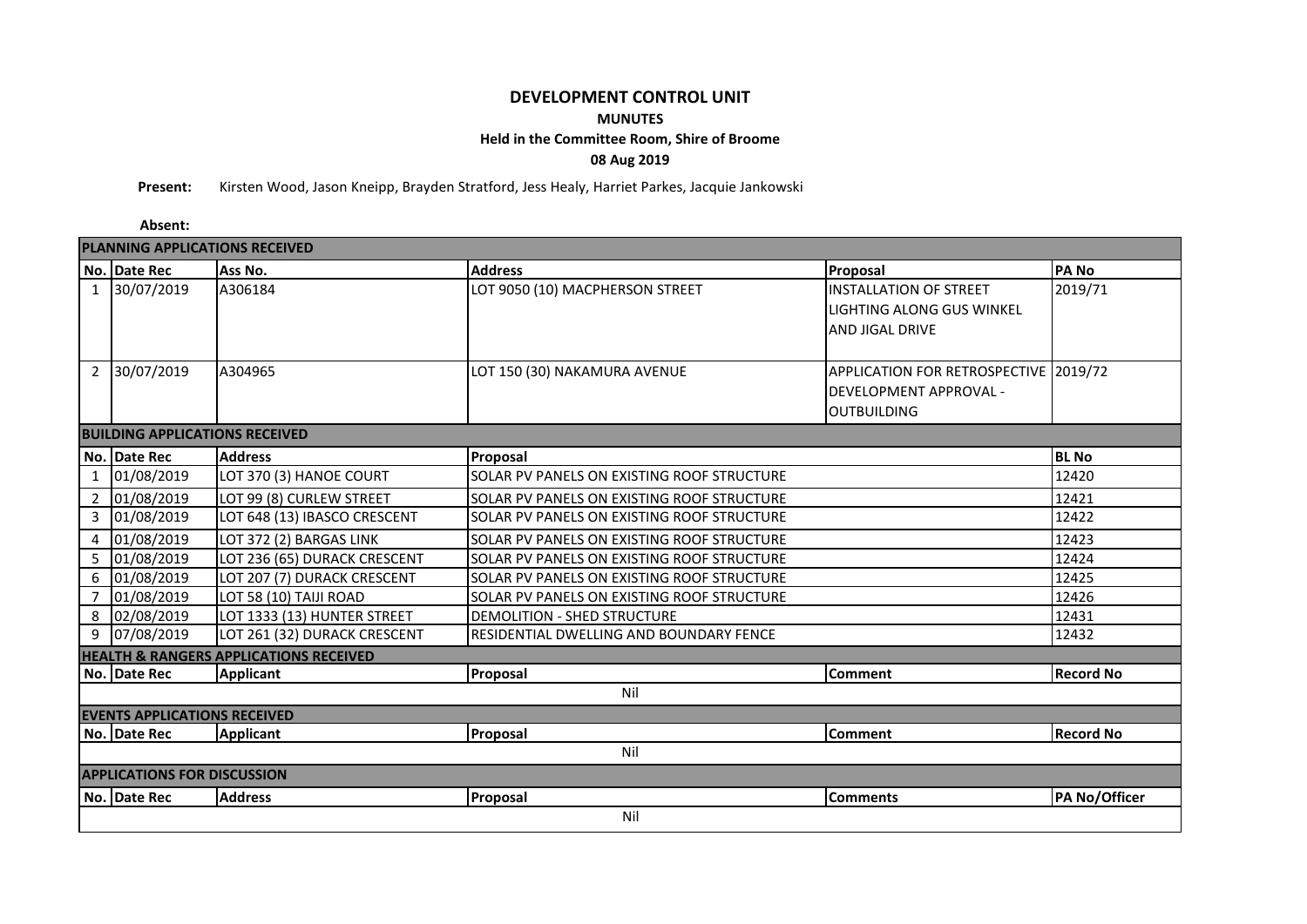# DEVELOPMENT CONTROL UNIT

**MUNUTES**

**Held in the Committee Room, Shire of Broome**

**08 Aug 2019**

**Present:** Kirsten Wood, Jason Kneipp, Brayden Stratford, Jess Healy, Harriet Parkes, Jacquie Jankowski

**Absent:**

**PLANNING APPLICATIONS RECEIVED**

| No. | Date Rec | Ass No. | Address | Proposal | PA No |
|---|---|---|---|---|---|
| 1 | 30/07/2019 | A306184 | LOT 9050 (10) MACPHERSON STREET | INSTALLATION OF STREET LIGHTING ALONG GUS WINKEL AND JIGAL DRIVE | 2019/71 |
| 2 | 30/07/2019 | A304965 | LOT 150 (30) NAKAMURA AVENUE | APPLICATION FOR RETROSPECTIVE DEVELOPMENT APPROVAL - OUTBUILDING | 2019/72 |

**BUILDING APPLICATIONS RECEIVED**

| No. | Date Rec | Address | Proposal | BL No |
|---|---|---|---|---|
| 1 | 01/08/2019 | LOT 370 (3) HANOE COURT | SOLAR PV PANELS ON EXISTING ROOF STRUCTURE | 12420 |
| 2 | 01/08/2019 | LOT 99 (8) CURLEW STREET | SOLAR PV PANELS ON EXISTING ROOF STRUCTURE | 12421 |
| 3 | 01/08/2019 | LOT 648 (13) IBASCO CRESCENT | SOLAR PV PANELS ON EXISTING ROOF STRUCTURE | 12422 |
| 4 | 01/08/2019 | LOT 372 (2) BARGAS LINK | SOLAR PV PANELS ON EXISTING ROOF STRUCTURE | 12423 |
| 5 | 01/08/2019 | LOT 236 (65) DURACK CRESCENT | SOLAR PV PANELS ON EXISTING ROOF STRUCTURE | 12424 |
| 6 | 01/08/2019 | LOT 207 (7) DURACK CRESCENT | SOLAR PV PANELS ON EXISTING ROOF STRUCTURE | 12425 |
| 7 | 01/08/2019 | LOT 58 (10) TAIJI ROAD | SOLAR PV PANELS ON EXISTING ROOF STRUCTURE | 12426 |
| 8 | 02/08/2019 | LOT 1333 (13) HUNTER STREET | DEMOLITION - SHED STRUCTURE | 12431 |
| 9 | 07/08/2019 | LOT 261 (32) DURACK CRESCENT | RESIDENTIAL DWELLING AND BOUNDARY FENCE | 12432 |

**HEALTH & RANGERS APPLICATIONS RECEIVED**

| No. | Date Rec | Applicant | Proposal | Comment | Record No |
|---|---|---|---|---|---|
| | | | Nil | | |

**EVENTS APPLICATIONS RECEIVED**

| No. | Date Rec | Applicant | Proposal | Comment | Record No |
|---|---|---|---|---|---|
| | | | Nil | | |

**APPLICATIONS FOR DISCUSSION**

| No. | Date Rec | Address | Proposal | Comments | PA No/Officer |
|---|---|---|---|---|---|
| | | | Nil | | |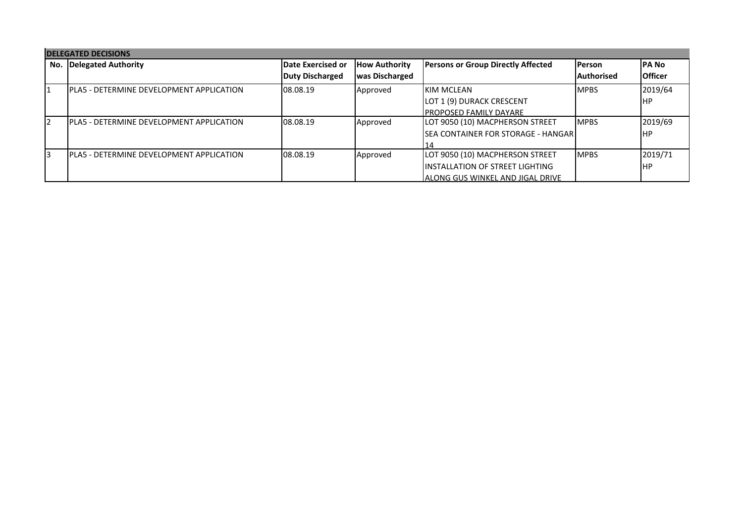| DELEGATED DECISIONS | | | | | | |
|---|---|---|---|---|---|---|
| **No.** | **Delegated Authority** | **Date Exercised or Duty Discharged** | **How Authority was Discharged** | **Persons or Group Directly Affected** | **Person Authorised** | **PA No Officer** |
| 1 | PLA5 - DETERMINE DEVELOPMENT APPLICATION | 08.08.19 | Approved | KIM MCLEAN<br>LOT 1 (9) DURACK CRESCENT<br>PROPOSED FAMILY DAYARE | MPBS | 2019/64<br>HP |
| 2 | PLA5 - DETERMINE DEVELOPMENT APPLICATION | 08.08.19 | Approved | LOT 9050 (10) MACPHERSON STREET<br>SEA CONTAINER FOR STORAGE - HANGAR 14 | MPBS | 2019/69<br>HP |
| 3 | PLA5 - DETERMINE DEVELOPMENT APPLICATION | 08.08.19 | Approved | LOT 9050 (10) MACPHERSON STREET<br>INSTALLATION OF STREET LIGHTING ALONG GUS WINKEL AND JIGAL DRIVE | MPBS | 2019/71<br>HP |